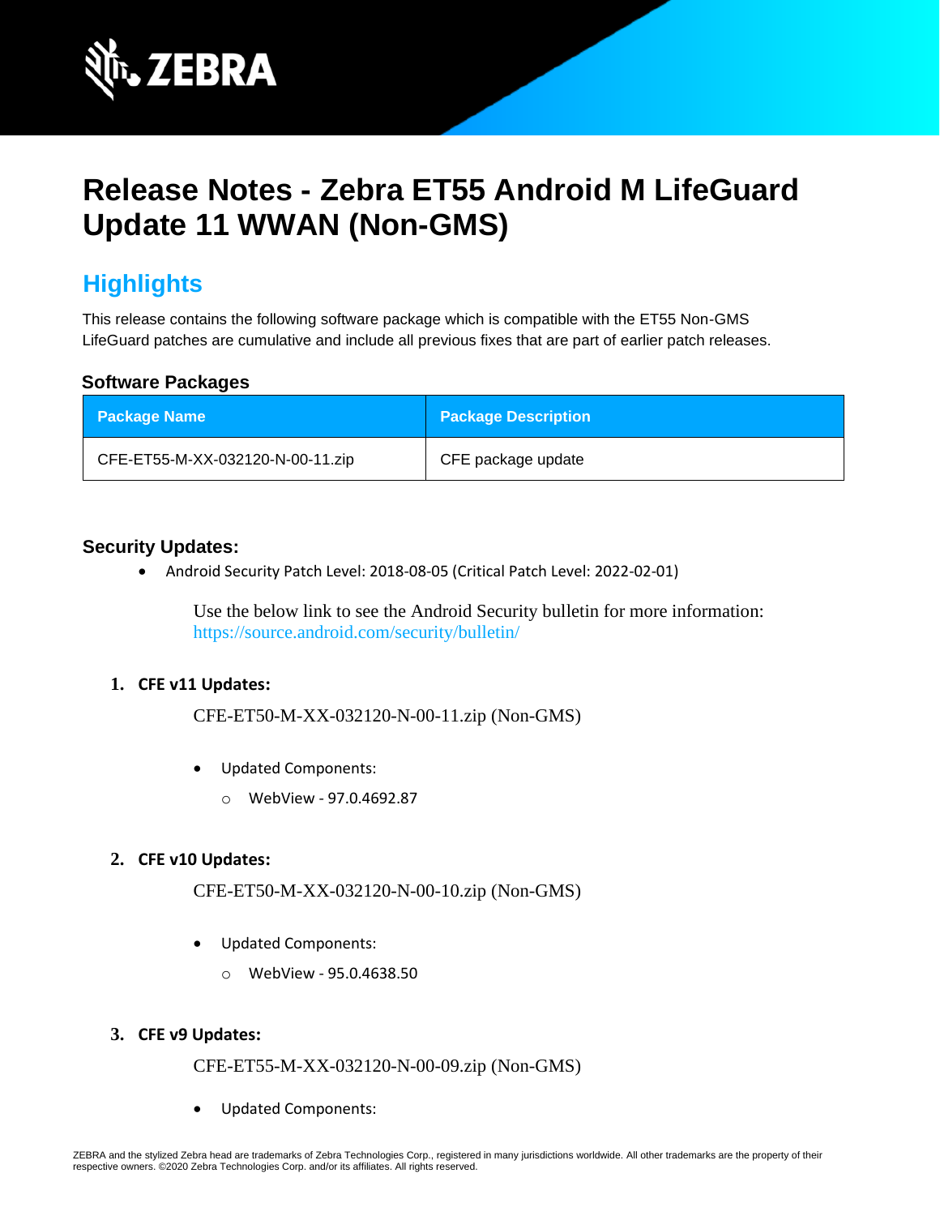# Release Notes - Zebra ET55 Android M LifeGuard Update 11 WWAN (Non-GMS)

## Highlights

This release contains the following software package which is compatible with the ET55 Non-GMS LifeGuard patches are cumulative and include all previous fixes that are part of earlier patch releases.

### Software Packages

| Package Name | Package Description |
|---|---|
| CFE-ET55-M-XX-032120-N-00-11.zip | CFE package update |

### Security Updates:

- Android Security Patch Level: 2018-08-05 (Critical Patch Level: 2022-02-01)

  Use the below link to see the Android Security bulletin for more information: https://source.android.com/security/bulletin/

1. **CFE v11 Updates:**

   CFE-ET50-M-XX-032120-N-00-11.zip (Non-GMS)

   - Updated Components:
     - WebView - 97.0.4692.87

2. **CFE v10 Updates:**

   CFE-ET50-M-XX-032120-N-00-10.zip (Non-GMS)

   - Updated Components:
     - WebView - 95.0.4638.50

3. **CFE v9 Updates:**

   CFE-ET55-M-XX-032120-N-00-09.zip (Non-GMS)

   - Updated Components:

ZEBRA and the stylized Zebra head are trademarks of Zebra Technologies Corp., registered in many jurisdictions worldwide. All other trademarks are the property of their respective owners. ©2020 Zebra Technologies Corp. and/or its affiliates. All rights reserved.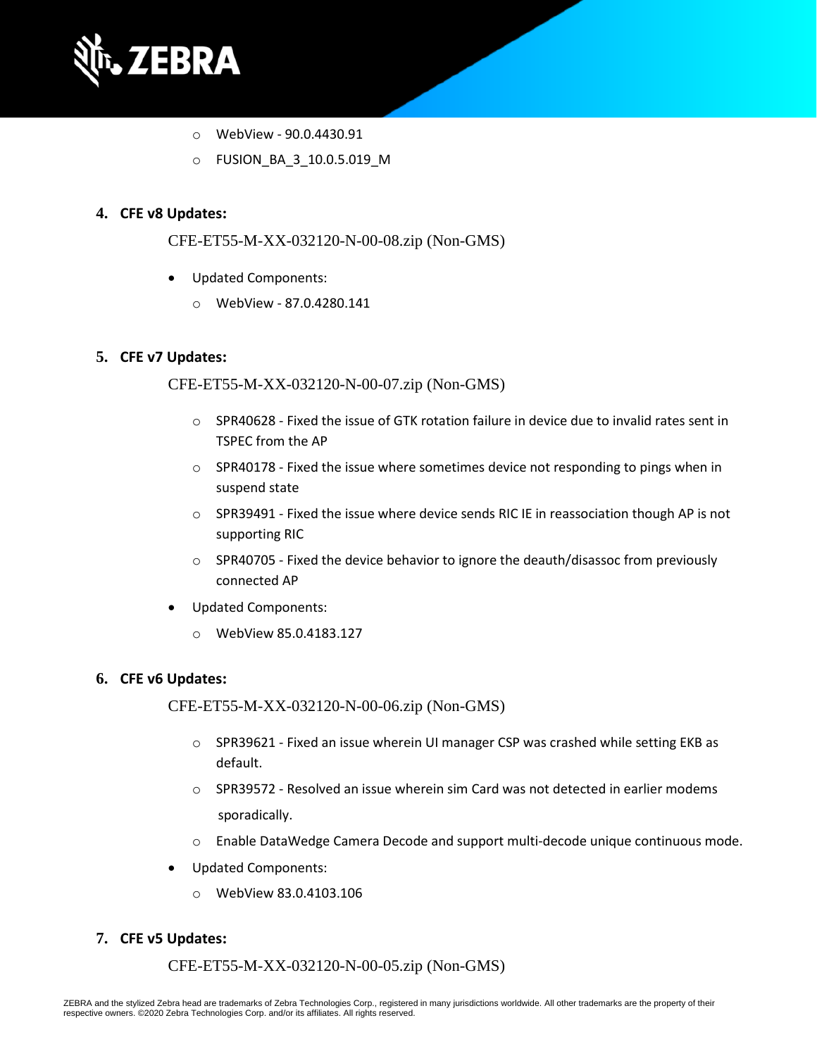- WebView - 90.0.4430.91
- FUSION_BA_3_10.0.5.019_M

4. **CFE v8 Updates:**

   CFE-ET55-M-XX-032120-N-00-08.zip (Non-GMS)

   - Updated Components:
     - WebView - 87.0.4280.141

5. **CFE v7 Updates:**

   CFE-ET55-M-XX-032120-N-00-07.zip (Non-GMS)

     - SPR40628 - Fixed the issue of GTK rotation failure in device due to invalid rates sent in TSPEC from the AP
     - SPR40178 - Fixed the issue where sometimes device not responding to pings when in suspend state
     - SPR39491 - Fixed the issue where device sends RIC IE in reassociation though AP is not supporting RIC
     - SPR40705 - Fixed the device behavior to ignore the deauth/disassoc from previously connected AP
   - Updated Components:
     - WebView 85.0.4183.127

6. **CFE v6 Updates:**

   CFE-ET55-M-XX-032120-N-00-06.zip (Non-GMS)

     - SPR39621 - Fixed an issue wherein UI manager CSP was crashed while setting EKB as default.
     - SPR39572 - Resolved an issue wherein sim Card was not detected in earlier modems sporadically.
     - Enable DataWedge Camera Decode and support multi-decode unique continuous mode.
   - Updated Components:
     - WebView 83.0.4103.106

7. **CFE v5 Updates:**

   CFE-ET55-M-XX-032120-N-00-05.zip (Non-GMS)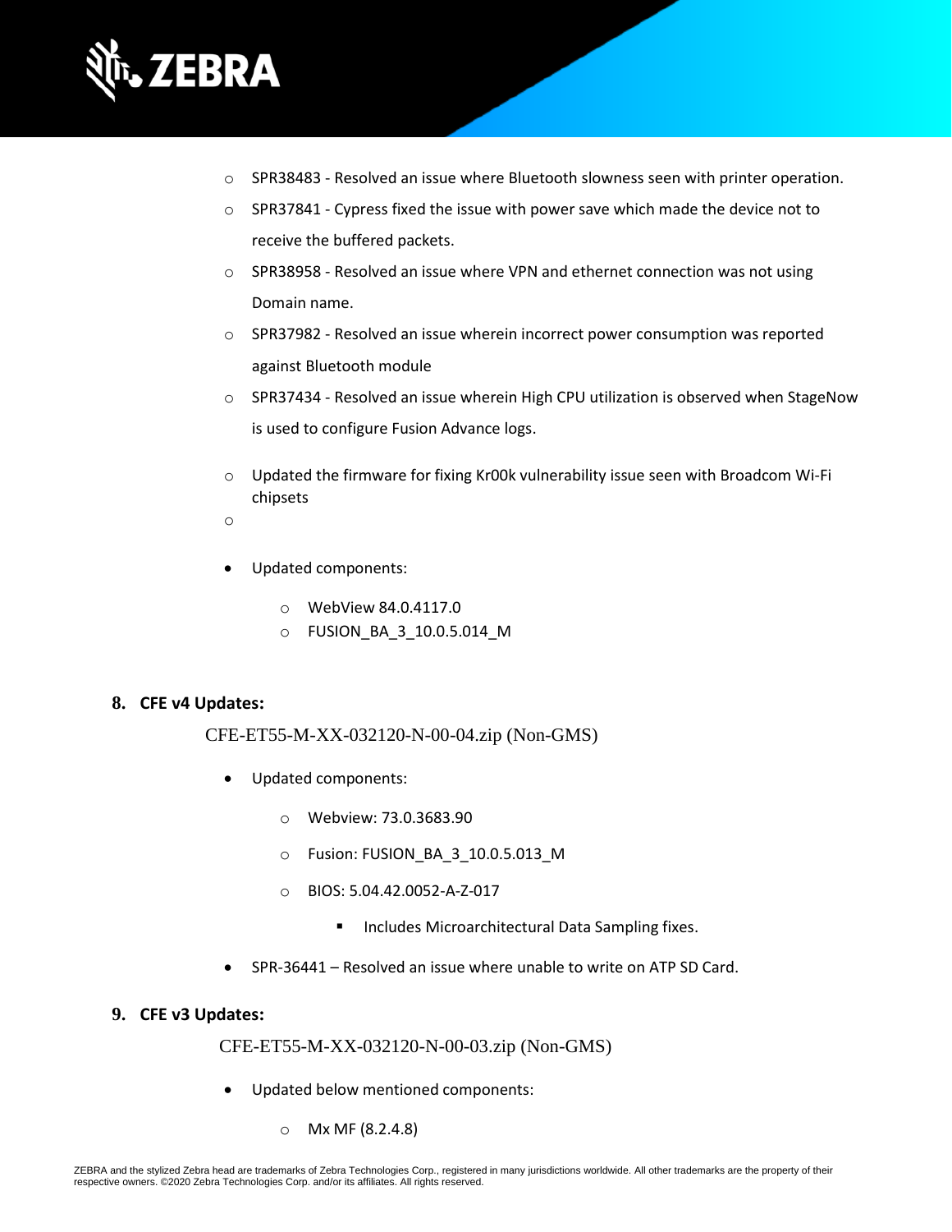- SPR38483 - Resolved an issue where Bluetooth slowness seen with printer operation.
- SPR37841 - Cypress fixed the issue with power save which made the device not to receive the buffered packets.
- SPR38958 - Resolved an issue where VPN and ethernet connection was not using Domain name.
- SPR37982 - Resolved an issue wherein incorrect power consumption was reported against Bluetooth module
- SPR37434 - Resolved an issue wherein High CPU utilization is observed when StageNow is used to configure Fusion Advance logs.
- Updated the firmware for fixing Kr00k vulnerability issue seen with Broadcom Wi-Fi chipsets

- Updated components:
  - WebView 84.0.4117.0
  - FUSION_BA_3_10.0.5.014_M

## 8. CFE v4 Updates:

CFE-ET55-M-XX-032120-N-00-04.zip (Non-GMS)

- Updated components:
  - Webview: 73.0.3683.90
  - Fusion: FUSION_BA_3_10.0.5.013_M
  - BIOS: 5.04.42.0052-A-Z-017
    - Includes Microarchitectural Data Sampling fixes.
- SPR-36441 – Resolved an issue where unable to write on ATP SD Card.

## 9. CFE v3 Updates:

CFE-ET55-M-XX-032120-N-00-03.zip (Non-GMS)

- Updated below mentioned components:
  - Mx MF (8.2.4.8)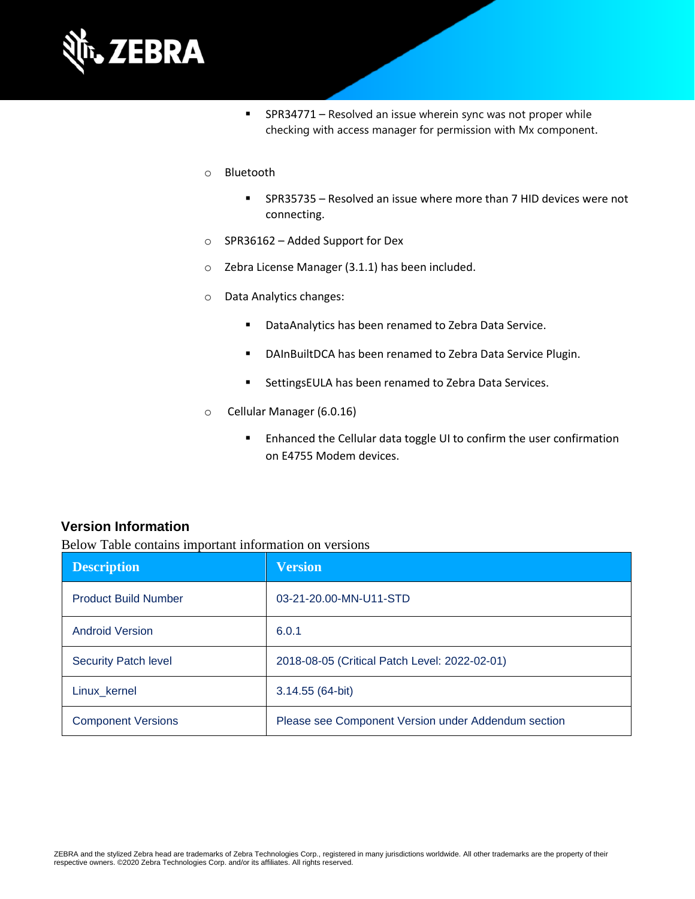- SPR34771 – Resolved an issue wherein sync was not proper while checking with access manager for permission with Mx component.

    - Bluetooth

        - SPR35735 – Resolved an issue where more than 7 HID devices were not connecting.

    - SPR36162 – Added Support for Dex

    - Zebra License Manager (3.1.1) has been included.

    - Data Analytics changes:

        - DataAnalytics has been renamed to Zebra Data Service.

        - DAInBuiltDCA has been renamed to Zebra Data Service Plugin.

        - SettingsEULA has been renamed to Zebra Data Services.

    - Cellular Manager (6.0.16)

        - Enhanced the Cellular data toggle UI to confirm the user confirmation on E4755 Modem devices.

### Version Information

Below Table contains important information on versions

| Description | Version |
|---|---|
| Product Build Number | 03-21-20.00-MN-U11-STD |
| Android Version | 6.0.1 |
| Security Patch level | 2018-08-05 (Critical Patch Level: 2022-02-01) |
| Linux_kernel | 3.14.55 (64-bit) |
| Component Versions | Please see Component Version under Addendum section |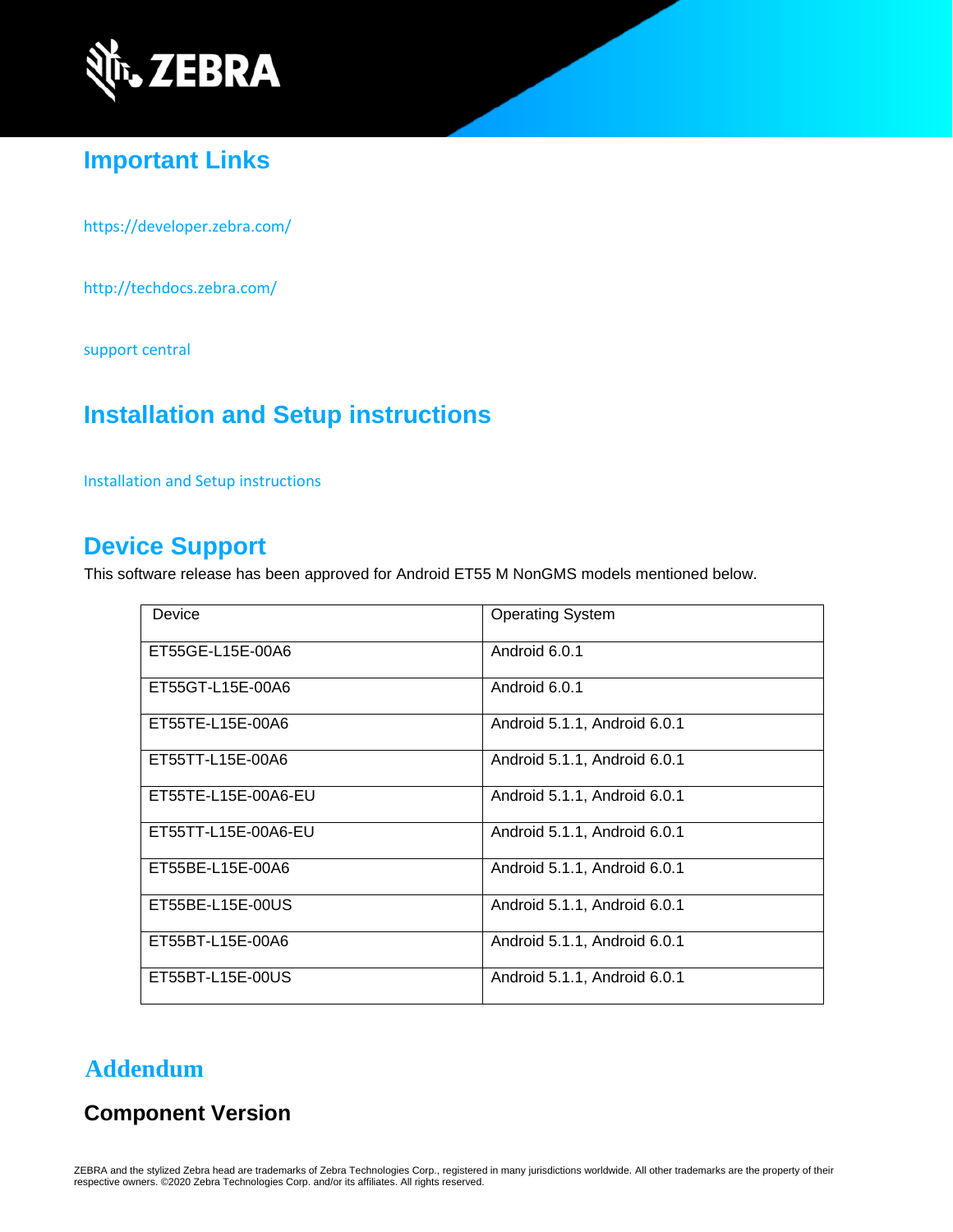## Important Links

https://developer.zebra.com/

http://techdocs.zebra.com/

support central

## Installation and Setup instructions

Installation and Setup instructions

## Device Support

This software release has been approved for Android ET55 M NonGMS models mentioned below.

| Device | Operating System |
|---|---|
| ET55GE-L15E-00A6 | Android 6.0.1 |
| ET55GT-L15E-00A6 | Android 6.0.1 |
| ET55TE-L15E-00A6 | Android 5.1.1, Android 6.0.1 |
| ET55TT-L15E-00A6 | Android 5.1.1, Android 6.0.1 |
| ET55TE-L15E-00A6-EU | Android 5.1.1, Android 6.0.1 |
| ET55TT-L15E-00A6-EU | Android 5.1.1, Android 6.0.1 |
| ET55BE-L15E-00A6 | Android 5.1.1, Android 6.0.1 |
| ET55BE-L15E-00US | Android 5.1.1, Android 6.0.1 |
| ET55BT-L15E-00A6 | Android 5.1.1, Android 6.0.1 |
| ET55BT-L15E-00US | Android 5.1.1, Android 6.0.1 |

## Addendum

### Component Version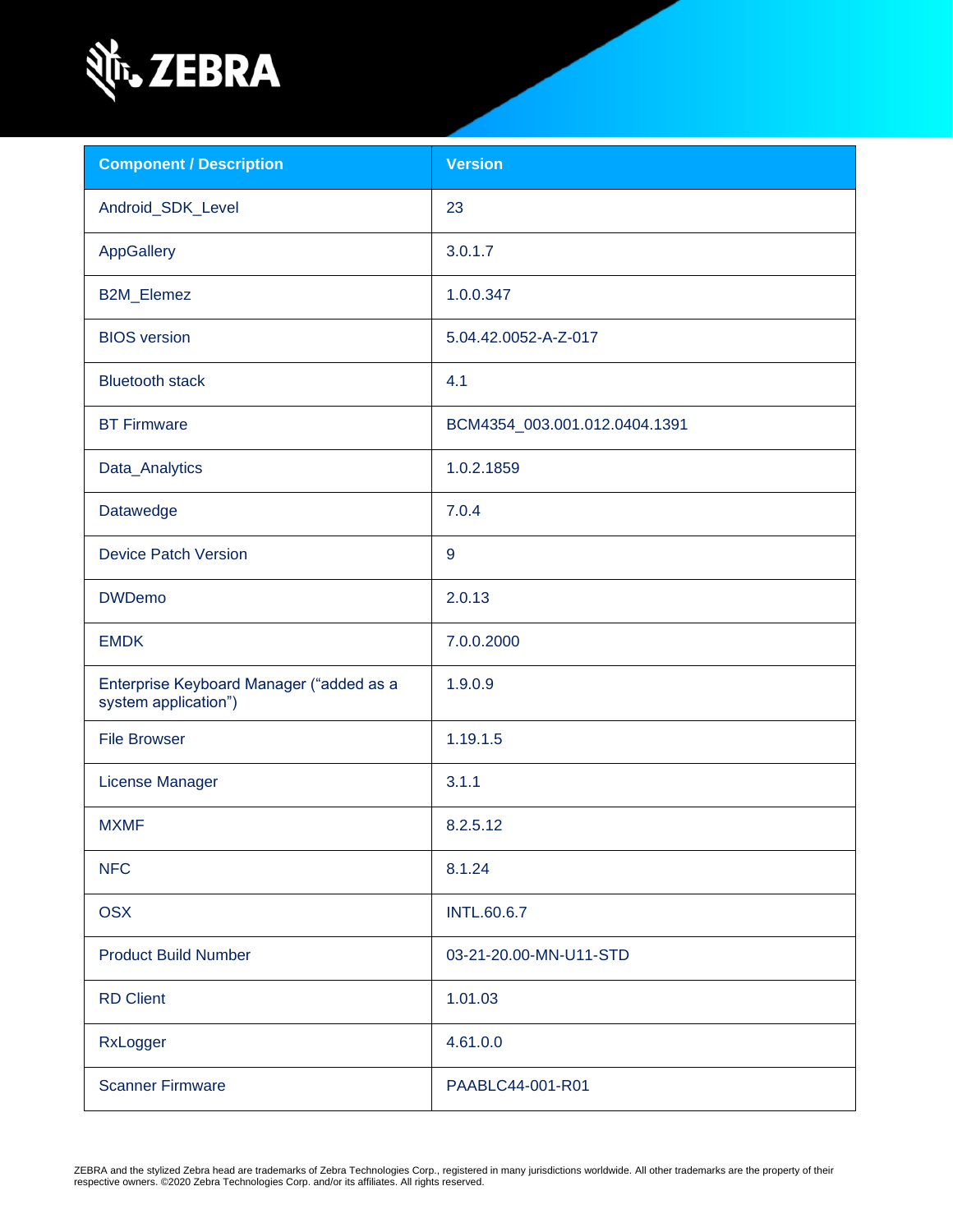| Component / Description | Version |
| --- | --- |
| Android_SDK_Level | 23 |
| AppGallery | 3.0.1.7 |
| B2M_Elemez | 1.0.0.347 |
| BIOS version | 5.04.42.0052-A-Z-017 |
| Bluetooth stack | 4.1 |
| BT Firmware | BCM4354_003.001.012.0404.1391 |
| Data_Analytics | 1.0.2.1859 |
| Datawedge | 7.0.4 |
| Device Patch Version | 9 |
| DWDemo | 2.0.13 |
| EMDK | 7.0.0.2000 |
| Enterprise Keyboard Manager ("added as a system application") | 1.9.0.9 |
| File Browser | 1.19.1.5 |
| License Manager | 3.1.1 |
| MXMF | 8.2.5.12 |
| NFC | 8.1.24 |
| OSX | INTL.60.6.7 |
| Product Build Number | 03-21-20.00-MN-U11-STD |
| RD Client | 1.01.03 |
| RxLogger | 4.61.0.0 |
| Scanner Firmware | PAABLC44-001-R01 |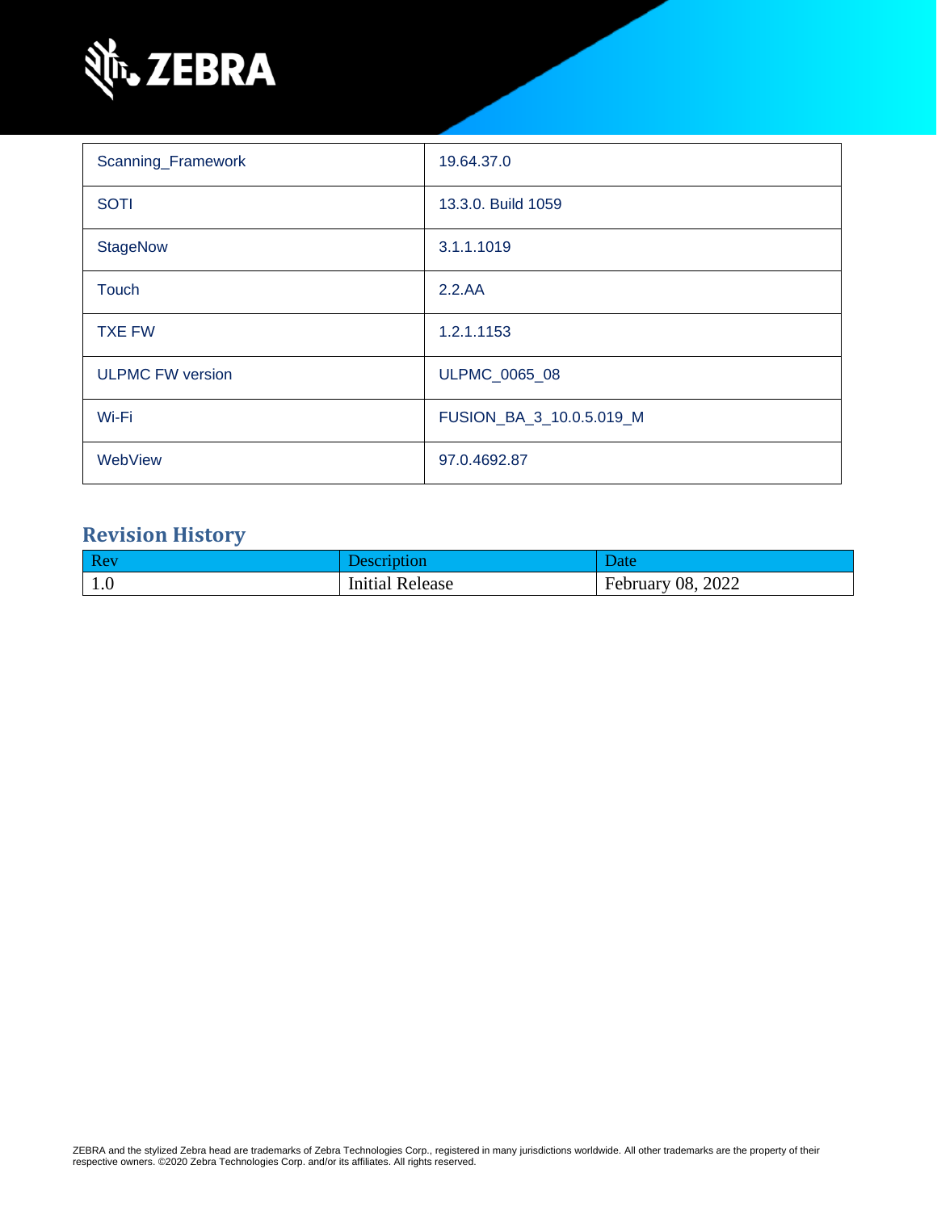| | |
|---|---|
| Scanning_Framework | 19.64.37.0 |
| SOTI | 13.3.0. Build 1059 |
| StageNow | 3.1.1.1019 |
| Touch | 2.2.AA |
| TXE FW | 1.2.1.1153 |
| ULPMC FW version | ULPMC_0065_08 |
| Wi-Fi | FUSION_BA_3_10.0.5.019_M |
| WebView | 97.0.4692.87 |

## Revision History

| Rev | Description | Date |
|---|---|---|
| 1.0 | Initial Release | February 08, 2022 |

ZEBRA and the stylized Zebra head are trademarks of Zebra Technologies Corp., registered in many jurisdictions worldwide. All other trademarks are the property of their respective owners. ©2020 Zebra Technologies Corp. and/or its affiliates. All rights reserved.